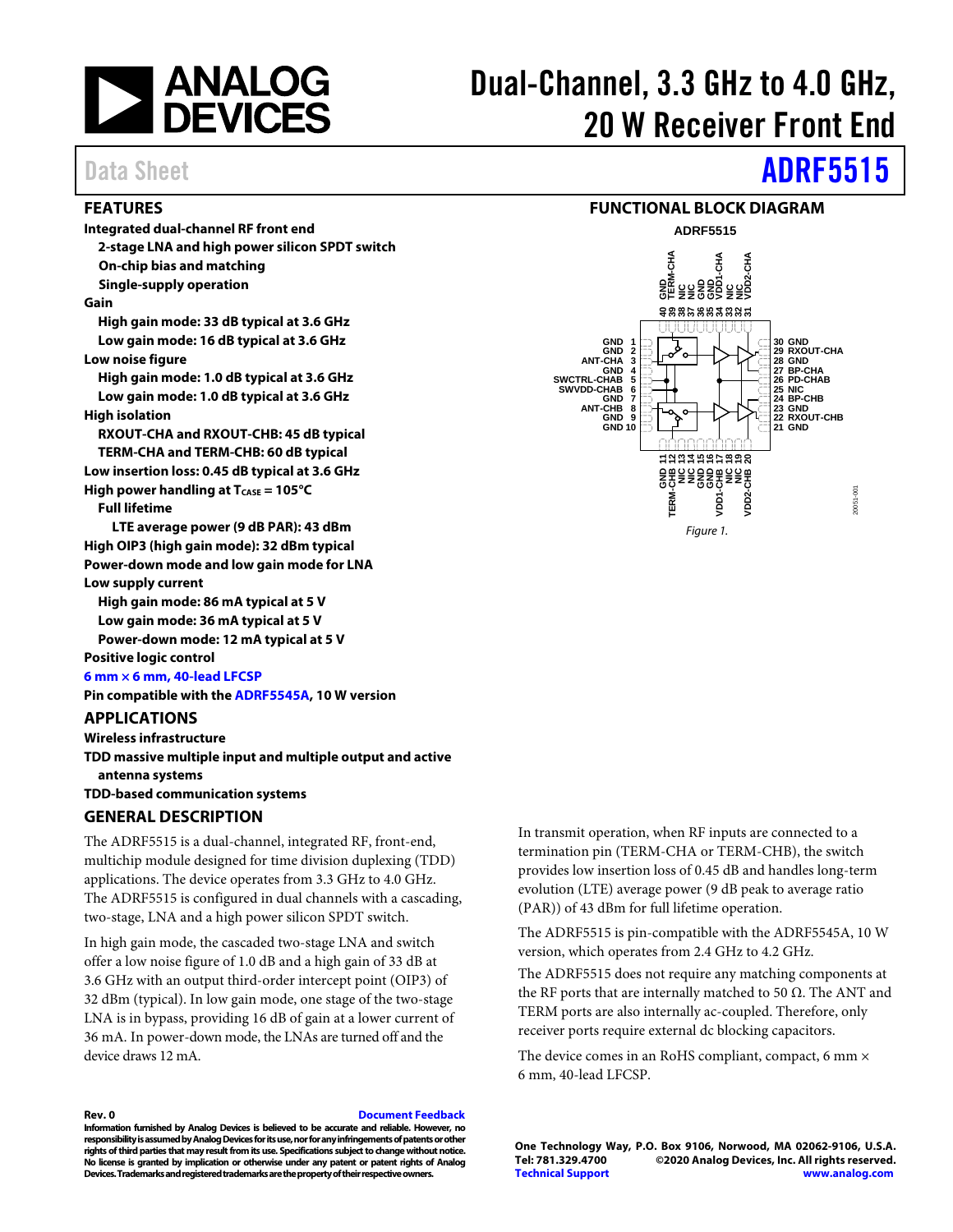# Dual-Channel, 3.3 GHz to 4.0 GHz, 20 W Receiver Front End

Data Sheet **ADRF5515**

## FEATURES

**Integrated dual-channel RF front end**
- **2-stage LNA and high power silicon SPDT switch**
- **On-chip bias and matching**
- **Single-supply operation**

**Gain**
- **High gain mode: 33 dB typical at 3.6 GHz**
- **Low gain mode: 16 dB typical at 3.6 GHz**

**Low noise figure**
- **High gain mode: 1.0 dB typical at 3.6 GHz**
- **Low gain mode: 1.0 dB typical at 3.6 GHz**

**High isolation**
- **RXOUT-CHA and RXOUT-CHB: 45 dB typical**
- **TERM-CHA and TERM-CHB: 60 dB typical**

**Low insertion loss: 0.45 dB typical at 3.6 GHz**

**High power handling at $T_{CASE}$ = 105°C**
- **Full lifetime**
  - **LTE average power (9 dB PAR): 43 dBm**

**High OIP3 (high gain mode): 32 dBm typical**

**Power-down mode and low gain mode for LNA**

**Low supply current**
- **High gain mode: 86 mA typical at 5 V**
- **Low gain mode: 36 mA typical at 5 V**
- **Power-down mode: 12 mA typical at 5 V**

**Positive logic control**

**6 mm × 6 mm, 40-lead LFCSP**

**Pin compatible with the ADRF5545A, 10 W version**

## APPLICATIONS

**Wireless infrastructure**

**TDD massive multiple input and multiple output and active antenna systems**

**TDD-based communication systems**

## FUNCTIONAL BLOCK DIAGRAM

Figure 1.

## GENERAL DESCRIPTION

The ADRF5515 is a dual-channel, integrated RF, front-end, multichip module designed for time division duplexing (TDD) applications. The device operates from 3.3 GHz to 4.0 GHz. The ADRF5515 is configured in dual channels with a cascading, two-stage, LNA and a high power silicon SPDT switch.

In high gain mode, the cascaded two-stage LNA and switch offer a low noise figure of 1.0 dB and a high gain of 33 dB at 3.6 GHz with an output third-order intercept point (OIP3) of 32 dBm (typical). In low gain mode, one stage of the two-stage LNA is in bypass, providing 16 dB of gain at a lower current of 36 mA. In power-down mode, the LNAs are turned off and the device draws 12 mA.

In transmit operation, when RF inputs are connected to a termination pin (TERM-CHA or TERM-CHB), the switch provides low insertion loss of 0.45 dB and handles long-term evolution (LTE) average power (9 dB peak to average ratio (PAR)) of 43 dBm for full lifetime operation.

The ADRF5515 is pin-compatible with the ADRF5545A, 10 W version, which operates from 2.4 GHz to 4.2 GHz.

The ADRF5515 does not require any matching components at the RF ports that are internally matched to 50 Ω. The ANT and TERM ports are also internally ac-coupled. Therefore, only receiver ports require external dc blocking capacitors.

The device comes in an RoHS compliant, compact, 6 mm × 6 mm, 40-lead LFCSP.

Rev. 0

Information furnished by Analog Devices is believed to be accurate and reliable. However, no responsibility is assumed by Analog Devices for its use, nor for any infringements of patents or other rights of third parties that may result from its use. Specifications subject to change without notice. No license is granted by implication or otherwise under any patent or patent rights of Analog Devices. Trademarks and registered trademarks are the property of their respective owners.

One Technology Way, P.O. Box 9106, Norwood, MA 02062-9106, U.S.A.
Tel: 781.329.4700 ©2020 Analog Devices, Inc. All rights reserved.
Technical Support www.analog.com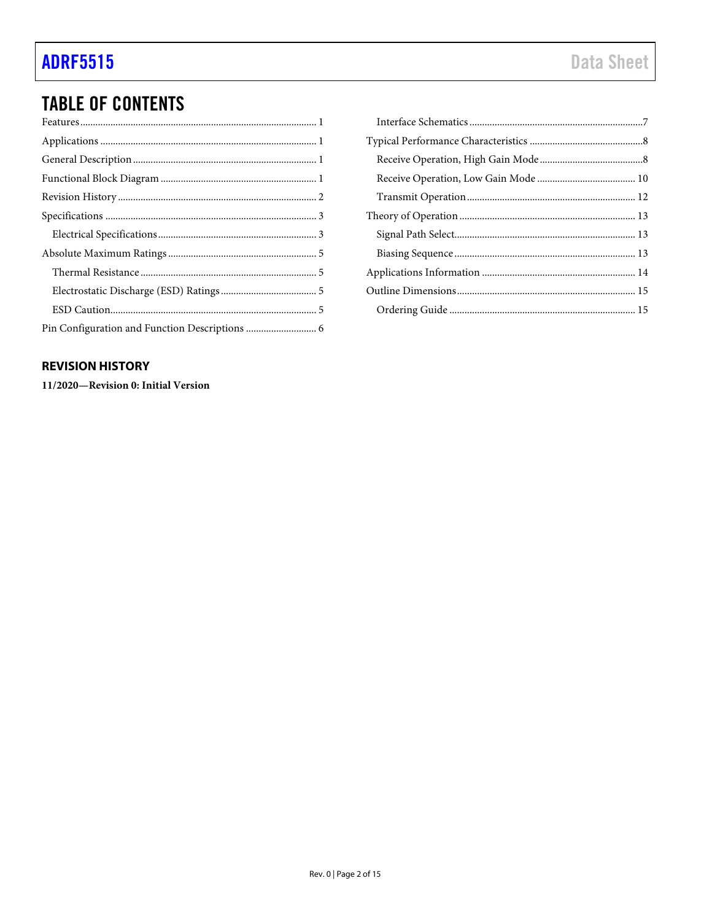## TABLE OF CONTENTS

Features ... 1
Applications ... 1
General Description ... 1
Functional Block Diagram ... 1
Revision History ... 2
Specifications ... 3
  Electrical Specifications ... 3
Absolute Maximum Ratings ... 5
  Thermal Resistance ... 5
  Electrostatic Discharge (ESD) Ratings ... 5
  ESD Caution ... 5
Pin Configuration and Function Descriptions ... 6
  Interface Schematics ... 7
Typical Performance Characteristics ... 8
  Receive Operation, High Gain Mode ... 8
  Receive Operation, Low Gain Mode ... 10
  Transmit Operation ... 12
Theory of Operation ... 13
  Signal Path Select ... 13
  Biasing Sequence ... 13
Applications Information ... 14
Outline Dimensions ... 15
  Ordering Guide ... 15

### REVISION HISTORY

**11/2020—Revision 0: Initial Version**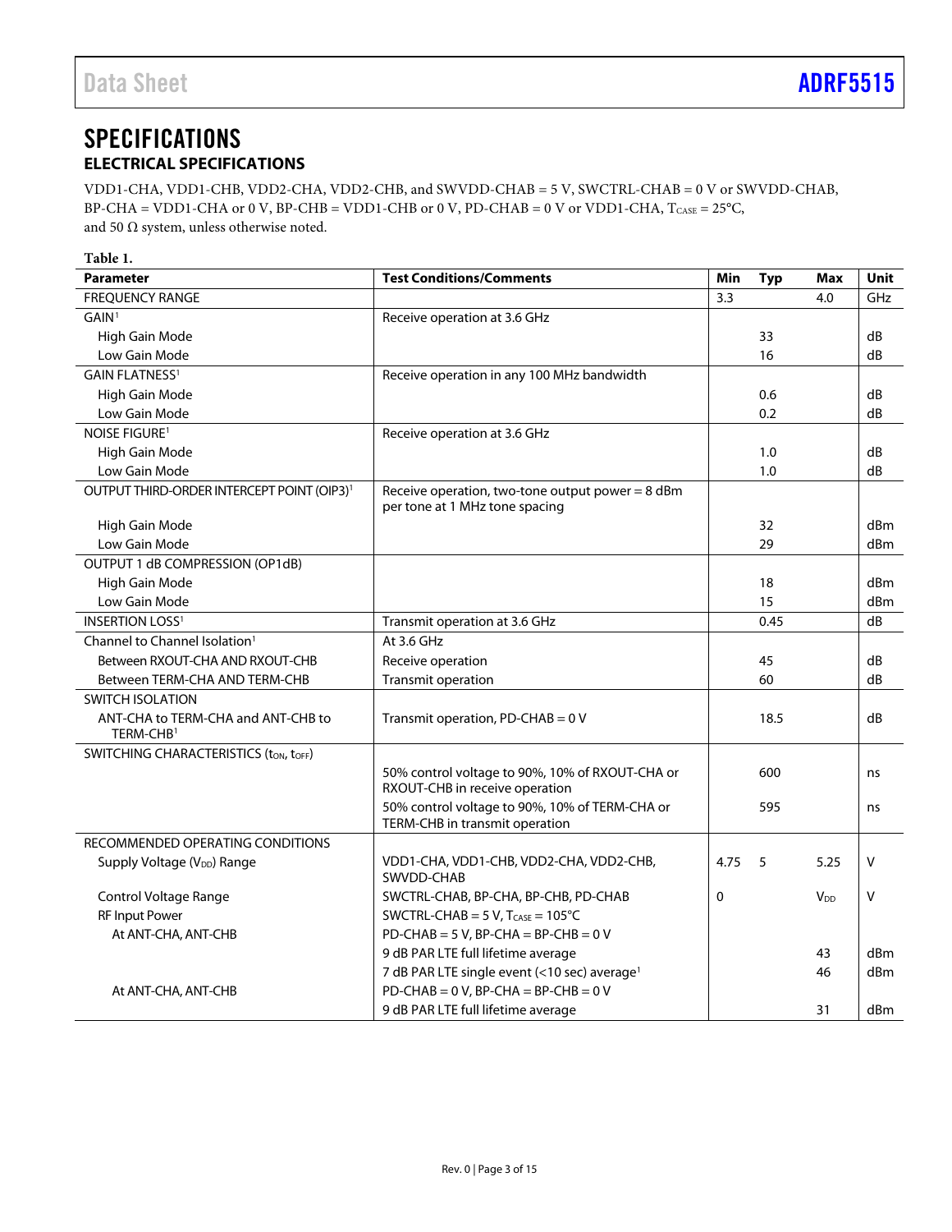# SPECIFICATIONS

## ELECTRICAL SPECIFICATIONS

VDD1-CHA, VDD1-CHB, VDD2-CHA, VDD2-CHB, and SWVDD-CHAB = 5 V, SWCTRL-CHAB = 0 V or SWVDD-CHAB, BP-CHA = VDD1-CHA or 0 V, BP-CHB = VDD1-CHB or 0 V, PD-CHAB = 0 V or VDD1-CHA, $T_{CASE}$ = 25°C, and 50 Ω system, unless otherwise noted.

**Table 1.**

| Parameter | Test Conditions/Comments | Min | Typ | Max | Unit |
|---|---|---|---|---|---|
| FREQUENCY RANGE | | 3.3 | | 4.0 | GHz |
| GAIN[1] | Receive operation at 3.6 GHz | | | | |
| High Gain Mode | | | 33 | | dB |
| Low Gain Mode | | | 16 | | dB |
| GAIN FLATNESS[1] | Receive operation in any 100 MHz bandwidth | | | | |
| High Gain Mode | | | 0.6 | | dB |
| Low Gain Mode | | | 0.2 | | dB |
| NOISE FIGURE[1] | Receive operation at 3.6 GHz | | | | |
| High Gain Mode | | | 1.0 | | dB |
| Low Gain Mode | | | 1.0 | | dB |
| OUTPUT THIRD-ORDER INTERCEPT POINT (OIP3)[1] | Receive operation, two-tone output power = 8 dBm per tone at 1 MHz tone spacing | | | | |
| High Gain Mode | | | 32 | | dBm |
| Low Gain Mode | | | 29 | | dBm |
| OUTPUT 1 dB COMPRESSION (OP1dB) | | | | | |
| High Gain Mode | | | 18 | | dBm |
| Low Gain Mode | | | 15 | | dBm |
| INSERTION LOSS[1] | Transmit operation at 3.6 GHz | | 0.45 | | dB |
| Channel to Channel Isolation[1] | At 3.6 GHz | | | | |
| Between RXOUT-CHA AND RXOUT-CHB | Receive operation | | 45 | | dB |
| Between TERM-CHA AND TERM-CHB | Transmit operation | | 60 | | dB |
| SWITCH ISOLATION | | | | | |
| ANT-CHA to TERM-CHA and ANT-CHB to TERM-CHB[1] | Transmit operation, PD-CHAB = 0 V | | 18.5 | | dB |
| SWITCHING CHARACTERISTICS ($t_{ON}$, $t_{OFF}$) | | | | | |
| | 50% control voltage to 90%, 10% of RXOUT-CHA or RXOUT-CHB in receive operation | | 600 | | ns |
| | 50% control voltage to 90%, 10% of TERM-CHA or TERM-CHB in transmit operation | | 595 | | ns |
| RECOMMENDED OPERATING CONDITIONS | | | | | |
| Supply Voltage ($V_{DD}$) Range | VDD1-CHA, VDD1-CHB, VDD2-CHA, VDD2-CHB, SWVDD-CHAB | 4.75 | 5 | 5.25 | V |
| Control Voltage Range | SWCTRL-CHAB, BP-CHA, BP-CHB, PD-CHAB | 0 | | $V_{DD}$ | V |
| RF Input Power | SWCTRL-CHAB = 5 V, $T_{CASE}$ = 105°C | | | | |
| At ANT-CHA, ANT-CHB | PD-CHAB = 5 V, BP-CHA = BP-CHB = 0 V | | | | |
| | 9 dB PAR LTE full lifetime average | | | 43 | dBm |
| | 7 dB PAR LTE single event (<10 sec) average[1] | | | 46 | dBm |
| At ANT-CHA, ANT-CHB | PD-CHAB = 0 V, BP-CHA = BP-CHB = 0 V | | | | |
| | 9 dB PAR LTE full lifetime average | | | 31 | dBm |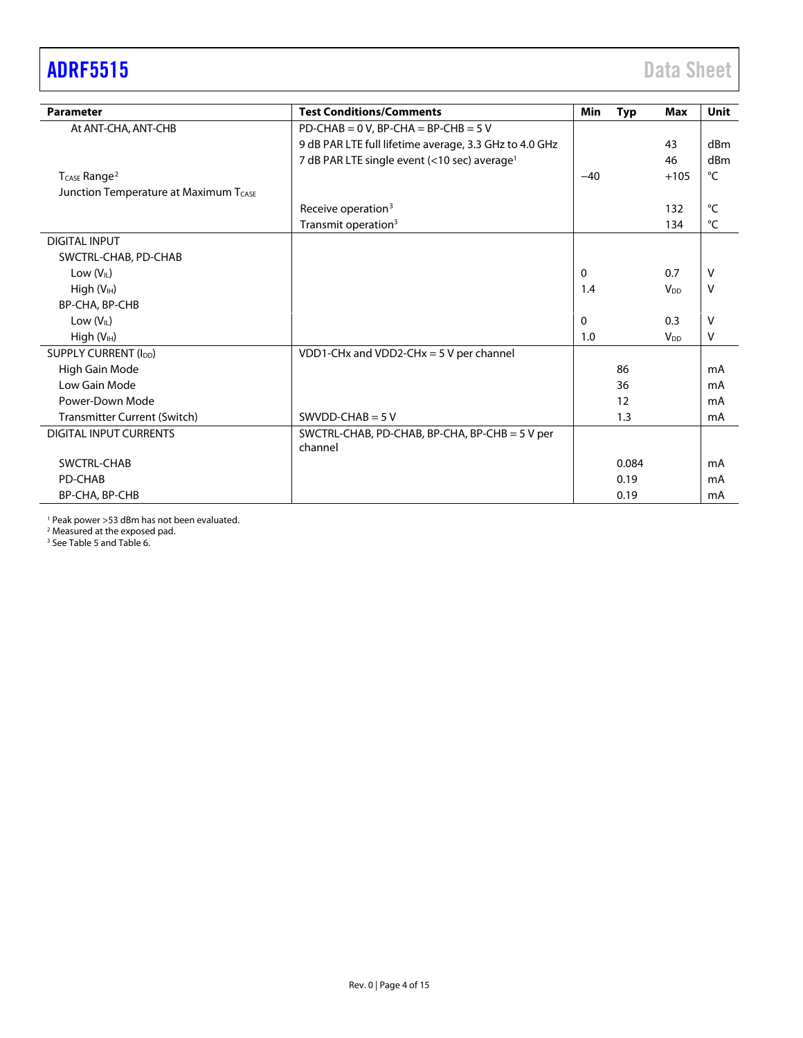| Parameter | Test Conditions/Comments | Min | Typ | Max | Unit |
|---|---|---|---|---|---|
| At ANT-CHA, ANT-CHB | PD-CHAB = 0 V, BP-CHA = BP-CHB = 5 V | | | | |
| | 9 dB PAR LTE full lifetime average, 3.3 GHz to 4.0 GHz | | | 43 | dBm |
| | 7 dB PAR LTE single event (<10 sec) average[1] | | | 46 | dBm |
| $T_{CASE}$ Range[2] | | −40 | | +105 | °C |
| Junction Temperature at Maximum $T_{CASE}$ | | | | | |
| | Receive operation[3] | | | 132 | °C |
| | Transmit operation[3] | | | 134 | °C |
| DIGITAL INPUT | | | | | |
| SWCTRL-CHAB, PD-CHAB | | | | | |
| Low ($V_{IL}$) | | 0 | | 0.7 | V |
| High ($V_{IH}$) | | 1.4 | | $V_{DD}$ | V |
| BP-CHA, BP-CHB | | | | | |
| Low ($V_{IL}$) | | 0 | | 0.3 | V |
| High ($V_{IH}$) | | 1.0 | | $V_{DD}$ | V |
| SUPPLY CURRENT ($I_{DD}$) | VDD1-CHx and VDD2-CHx = 5 V per channel | | | | |
| High Gain Mode | | | 86 | | mA |
| Low Gain Mode | | | 36 | | mA |
| Power-Down Mode | | | 12 | | mA |
| Transmitter Current (Switch) | SWVDD-CHAB = 5 V | | 1.3 | | mA |
| DIGITAL INPUT CURRENTS | SWCTRL-CHAB, PD-CHAB, BP-CHA, BP-CHB = 5 V per channel | | | | |
| SWCTRL-CHAB | | | 0.084 | | mA |
| PD-CHAB | | | 0.19 | | mA |
| BP-CHA, BP-CHB | | | 0.19 | | mA |

[1] Peak power >53 dBm has not been evaluated.
[2] Measured at the exposed pad.
[3] See Table 5 and Table 6.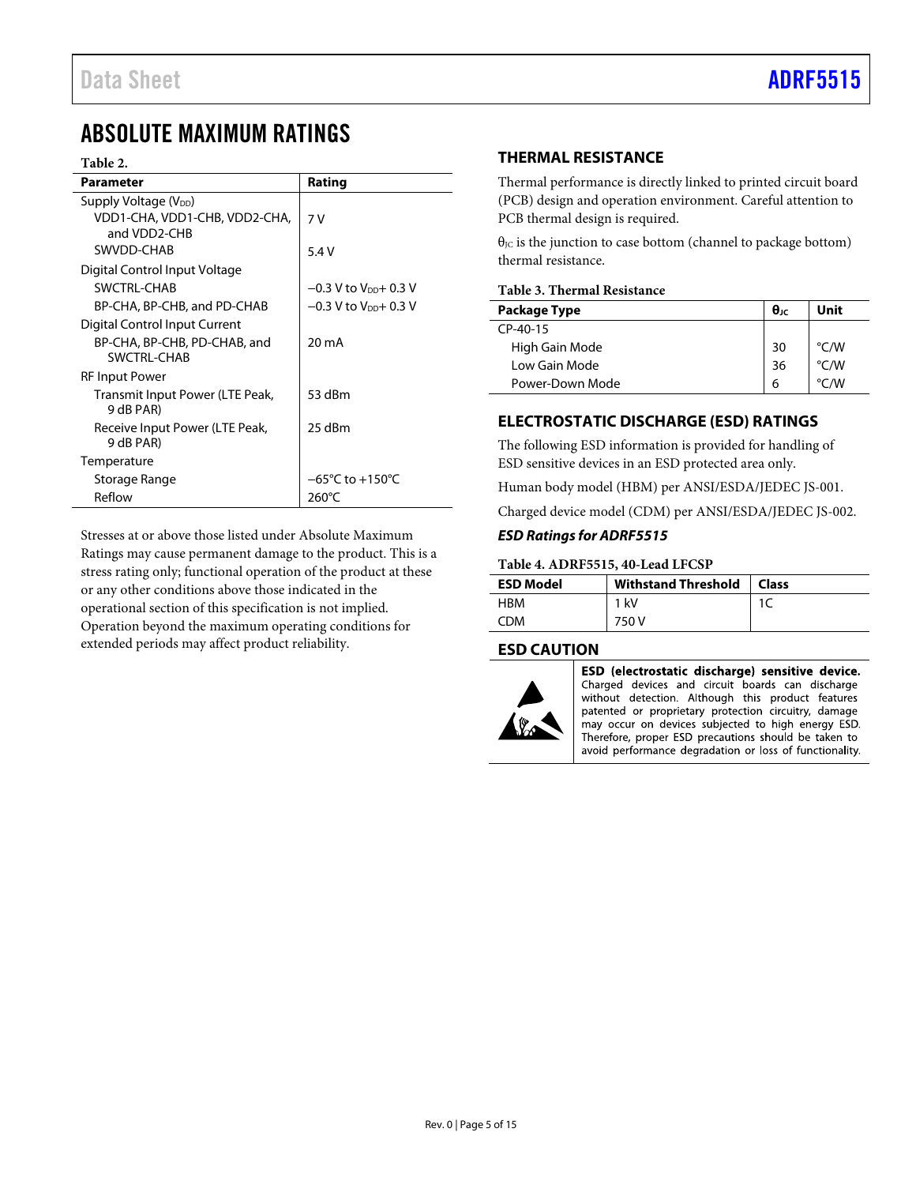## ABSOLUTE MAXIMUM RATINGS

**Table 2.**

| Parameter | Rating |
|---|---|
| Supply Voltage ($V_{DD}$) | |
| VDD1-CHA, VDD1-CHB, VDD2-CHA, and VDD2-CHB | 7 V |
| SWVDD-CHAB | 5.4 V |
| Digital Control Input Voltage | |
| SWCTRL-CHAB | −0.3 V to $V_{DD}$+ 0.3 V |
| BP-CHA, BP-CHB, and PD-CHAB | −0.3 V to $V_{DD}$+ 0.3 V |
| Digital Control Input Current | |
| BP-CHA, BP-CHB, PD-CHAB, and SWCTRL-CHAB | 20 mA |
| RF Input Power | |
| Transmit Input Power (LTE Peak, 9 dB PAR) | 53 dBm |
| Receive Input Power (LTE Peak, 9 dB PAR) | 25 dBm |
| Temperature | |
| Storage Range | −65°C to +150°C |
| Reflow | 260°C |

Stresses at or above those listed under Absolute Maximum Ratings may cause permanent damage to the product. This is a stress rating only; functional operation of the product at these or any other conditions above those indicated in the operational section of this specification is not implied. Operation beyond the maximum operating conditions for extended periods may affect product reliability.

### THERMAL RESISTANCE

Thermal performance is directly linked to printed circuit board (PCB) design and operation environment. Careful attention to PCB thermal design is required.

$\theta_{JC}$ is the junction to case bottom (channel to package bottom) thermal resistance.

**Table 3. Thermal Resistance**

| Package Type | $\theta_{JC}$ | Unit |
|---|---|---|
| CP-40-15 | | |
| High Gain Mode | 30 | °C/W |
| Low Gain Mode | 36 | °C/W |
| Power-Down Mode | 6 | °C/W |

### ELECTROSTATIC DISCHARGE (ESD) RATINGS

The following ESD information is provided for handling of ESD sensitive devices in an ESD protected area only.

Human body model (HBM) per ANSI/ESDA/JEDEC JS-001.

Charged device model (CDM) per ANSI/ESDA/JEDEC JS-002.

#### *ESD Ratings for ADRF5515*

**Table 4. ADRF5515, 40-Lead LFCSP**

| ESD Model | Withstand Threshold | Class |
|---|---|---|
| HBM | 1 kV | 1C |
| CDM | 750 V | |

### ESD CAUTION

**ESD (electrostatic discharge) sensitive device.** Charged devices and circuit boards can discharge without detection. Although this product features patented or proprietary protection circuitry, damage may occur on devices subjected to high energy ESD. Therefore, proper ESD precautions should be taken to avoid performance degradation or loss of functionality.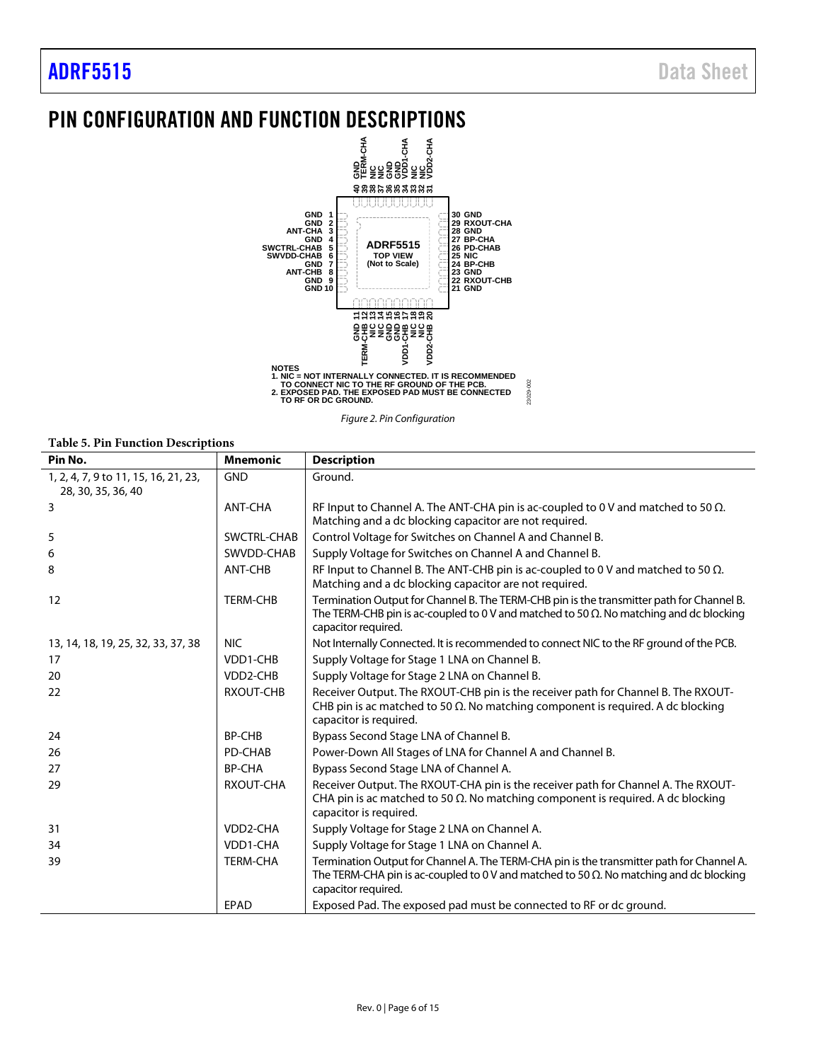# PIN CONFIGURATION AND FUNCTION DESCRIPTIONS

NOTES
1. NIC = NOT INTERNALLY CONNECTED. IT IS RECOMMENDED TO CONNECT NIC TO THE RF GROUND OF THE PCB.
2. EXPOSED PAD. THE EXPOSED PAD MUST BE CONNECTED TO RF OR DC GROUND.

*Figure 2. Pin Configuration*

**Table 5. Pin Function Descriptions**

| Pin No. | Mnemonic | Description |
|---|---|---|
| 1, 2, 4, 7, 9 to 11, 15, 16, 21, 23, 28, 30, 35, 36, 40 | GND | Ground. |
| 3 | ANT-CHA | RF Input to Channel A. The ANT-CHA pin is ac-coupled to 0 V and matched to 50 Ω. Matching and a dc blocking capacitor are not required. |
| 5 | SWCTRL-CHAB | Control Voltage for Switches on Channel A and Channel B. |
| 6 | SWVDD-CHAB | Supply Voltage for Switches on Channel A and Channel B. |
| 8 | ANT-CHB | RF Input to Channel B. The ANT-CHB pin is ac-coupled to 0 V and matched to 50 Ω. Matching and a dc blocking capacitor are not required. |
| 12 | TERM-CHB | Termination Output for Channel B. The TERM-CHB pin is the transmitter path for Channel B. The TERM-CHB pin is ac-coupled to 0 V and matched to 50 Ω. No matching and dc blocking capacitor required. |
| 13, 14, 18, 19, 25, 32, 33, 37, 38 | NIC | Not Internally Connected. It is recommended to connect NIC to the RF ground of the PCB. |
| 17 | VDD1-CHB | Supply Voltage for Stage 1 LNA on Channel B. |
| 20 | VDD2-CHB | Supply Voltage for Stage 2 LNA on Channel B. |
| 22 | RXOUT-CHB | Receiver Output. The RXOUT-CHB pin is the receiver path for Channel B. The RXOUT-CHB pin is ac matched to 50 Ω. No matching component is required. A dc blocking capacitor is required. |
| 24 | BP-CHB | Bypass Second Stage LNA of Channel B. |
| 26 | PD-CHAB | Power-Down All Stages of LNA for Channel A and Channel B. |
| 27 | BP-CHA | Bypass Second Stage LNA of Channel A. |
| 29 | RXOUT-CHA | Receiver Output. The RXOUT-CHA pin is the receiver path for Channel A. The RXOUT-CHA pin is ac matched to 50 Ω. No matching component is required. A dc blocking capacitor is required. |
| 31 | VDD2-CHA | Supply Voltage for Stage 2 LNA on Channel A. |
| 34 | VDD1-CHA | Supply Voltage for Stage 1 LNA on Channel A. |
| 39 | TERM-CHA | Termination Output for Channel A. The TERM-CHA pin is the transmitter path for Channel A. The TERM-CHA pin is ac-coupled to 0 V and matched to 50 Ω. No matching and dc blocking capacitor required. |
| | EPAD | Exposed Pad. The exposed pad must be connected to RF or dc ground. |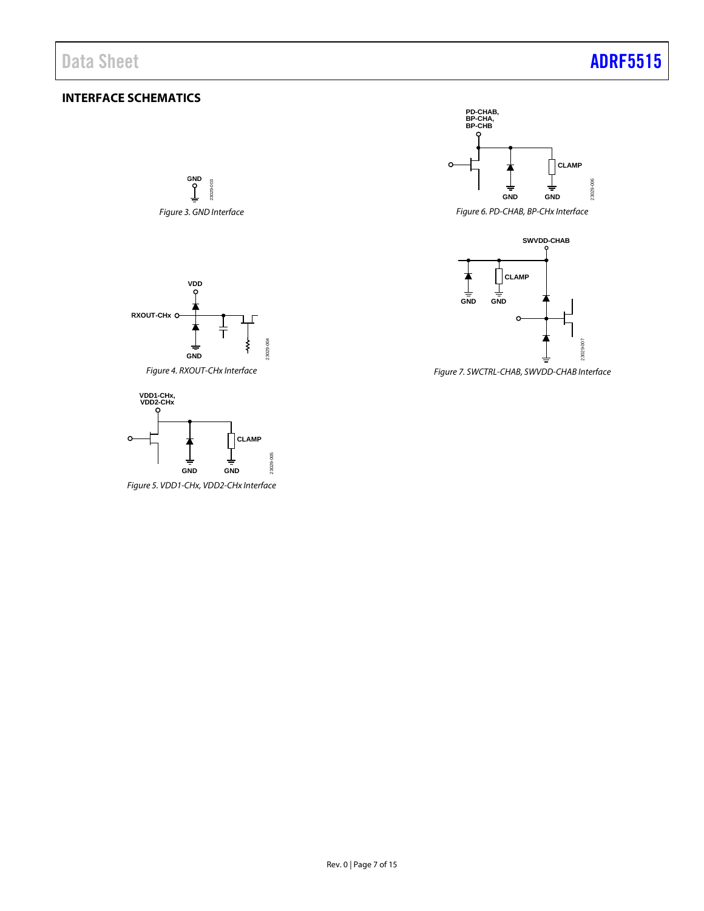## INTERFACE SCHEMATICS

*Figure 3. GND Interface*

*Figure 4. RXOUT-CHx Interface*

*Figure 5. VDD1-CHx, VDD2-CHx Interface*

*Figure 6. PD-CHAB, BP-CHx Interface*

*Figure 7. SWCTRL-CHAB, SWVDD-CHAB Interface*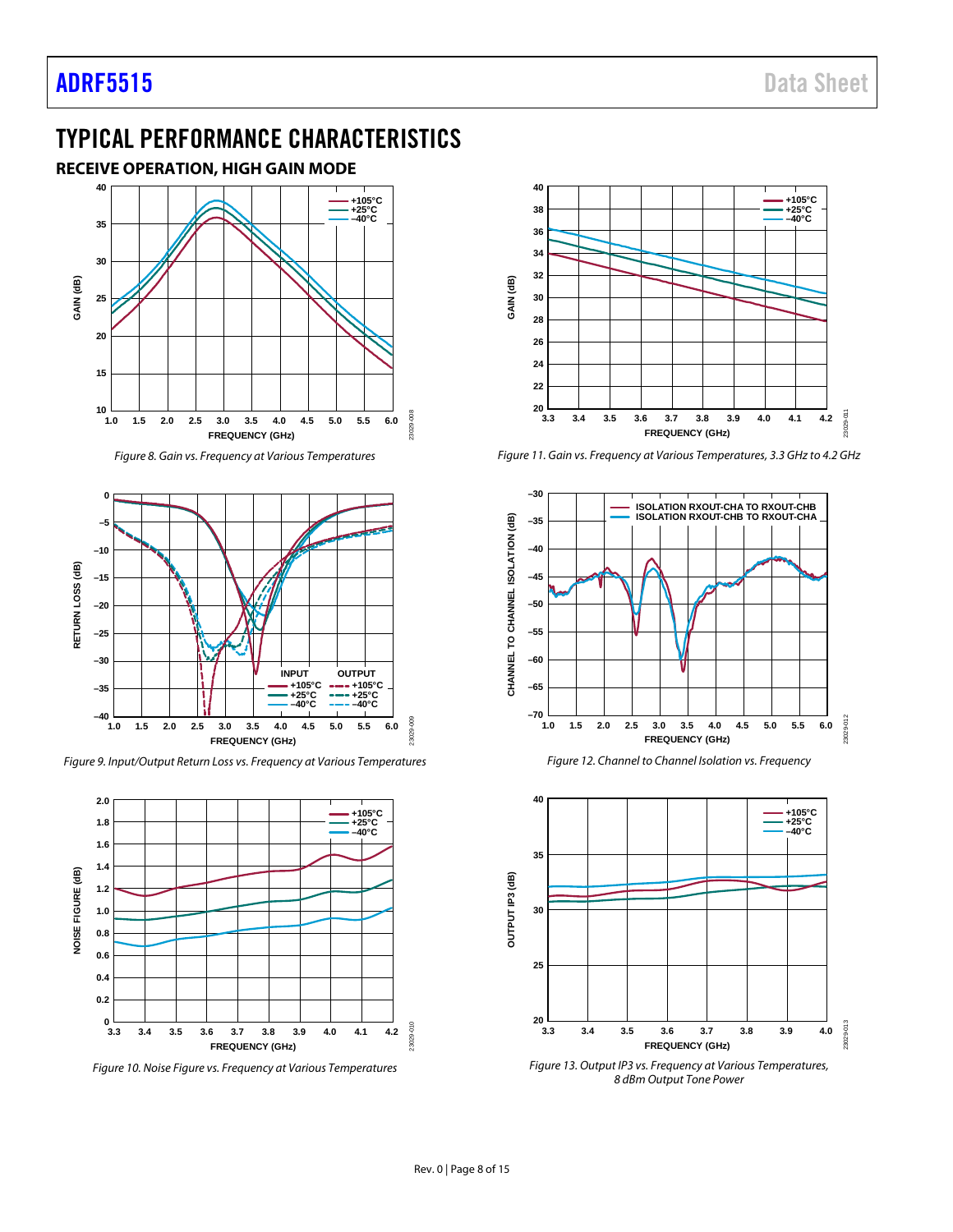## TYPICAL PERFORMANCE CHARACTERISTICS

### RECEIVE OPERATION, HIGH GAIN MODE

*Figure 8. Gain vs. Frequency at Various Temperatures*

*Figure 9. Input/Output Return Loss vs. Frequency at Various Temperatures*

*Figure 10. Noise Figure vs. Frequency at Various Temperatures*

*Figure 11. Gain vs. Frequency at Various Temperatures, 3.3 GHz to 4.2 GHz*

*Figure 12. Channel to Channel Isolation vs. Frequency*

*Figure 13. Output IP3 vs. Frequency at Various Temperatures, 8 dBm Output Tone Power*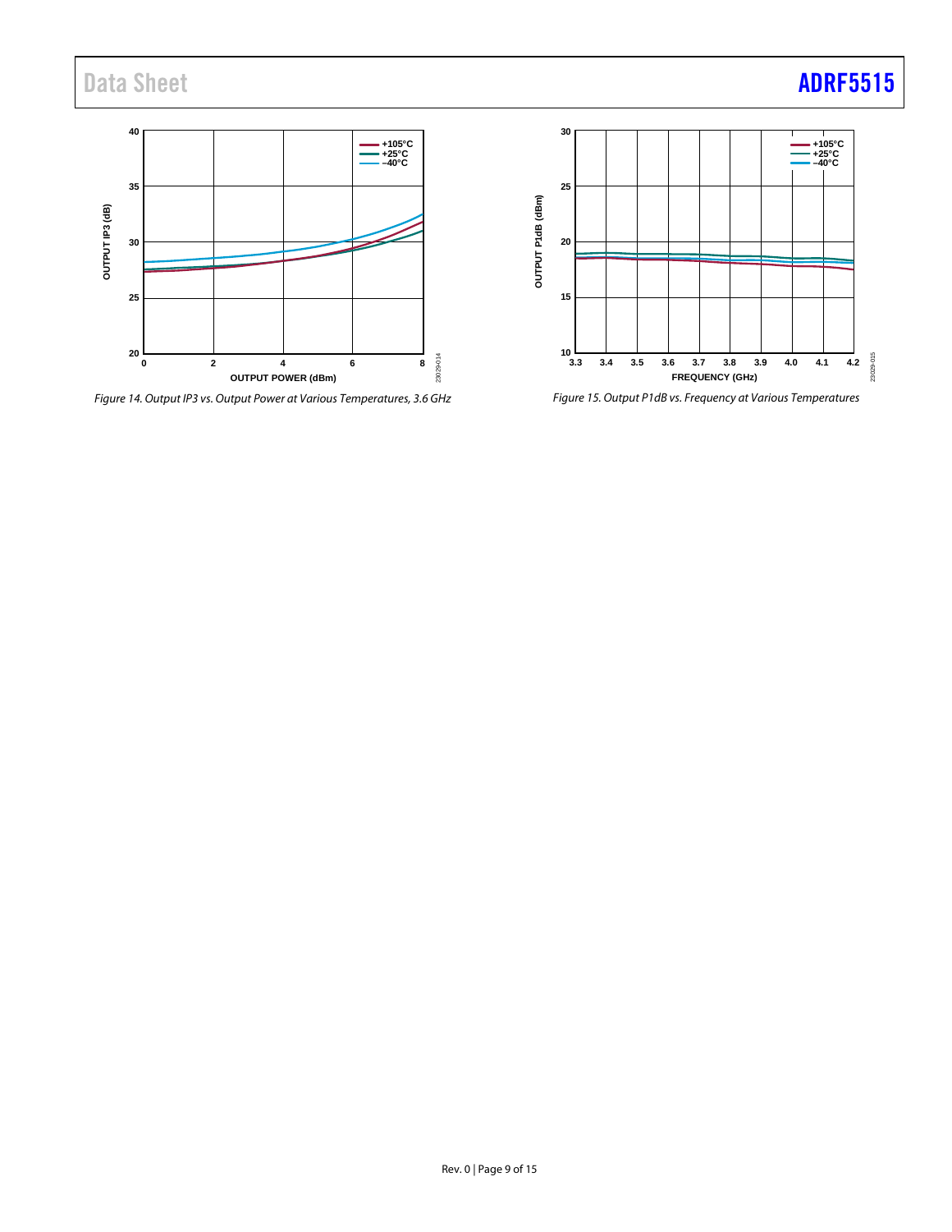Figure 14. Output IP3 vs. Output Power at Various Temperatures, 3.6 GHz

Figure 15. Output P1dB vs. Frequency at Various Temperatures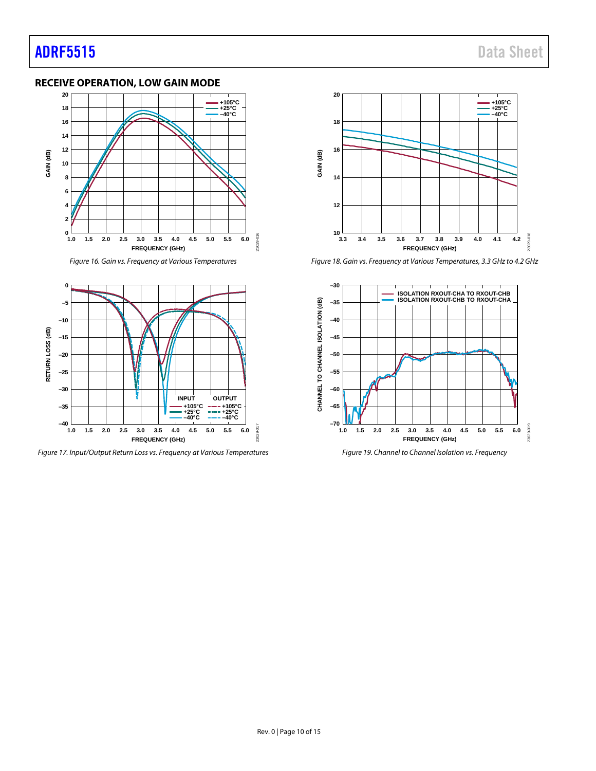## RECEIVE OPERATION, LOW GAIN MODE

*Figure 16. Gain vs. Frequency at Various Temperatures*

*Figure 17. Input/Output Return Loss vs. Frequency at Various Temperatures*

*Figure 18. Gain vs. Frequency at Various Temperatures, 3.3 GHz to 4.2 GHz*

*Figure 19. Channel to Channel Isolation vs. Frequency*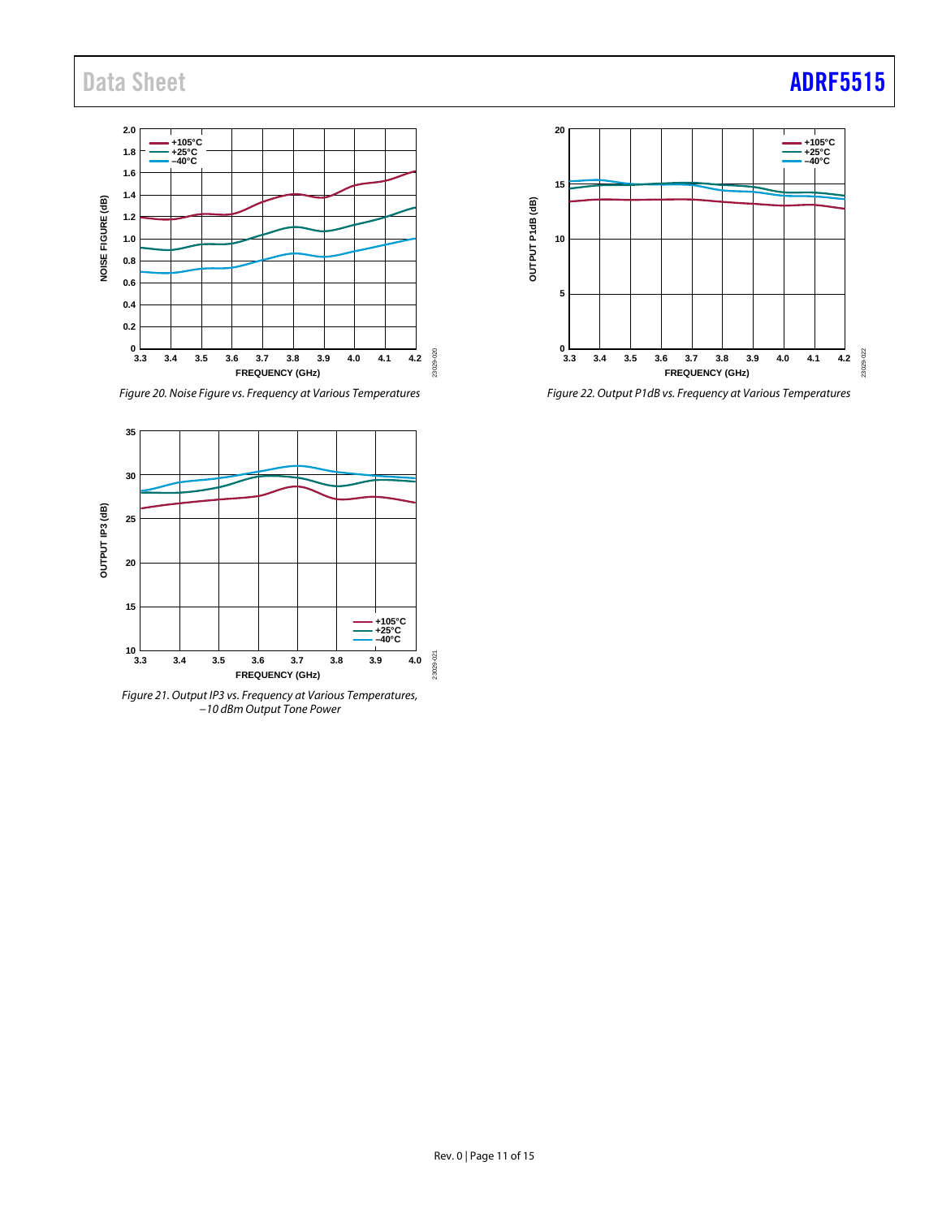Figure 20. Noise Figure vs. Frequency at Various Temperatures

Figure 21. Output IP3 vs. Frequency at Various Temperatures, −10 dBm Output Tone Power

Figure 22. Output P1dB vs. Frequency at Various Temperatures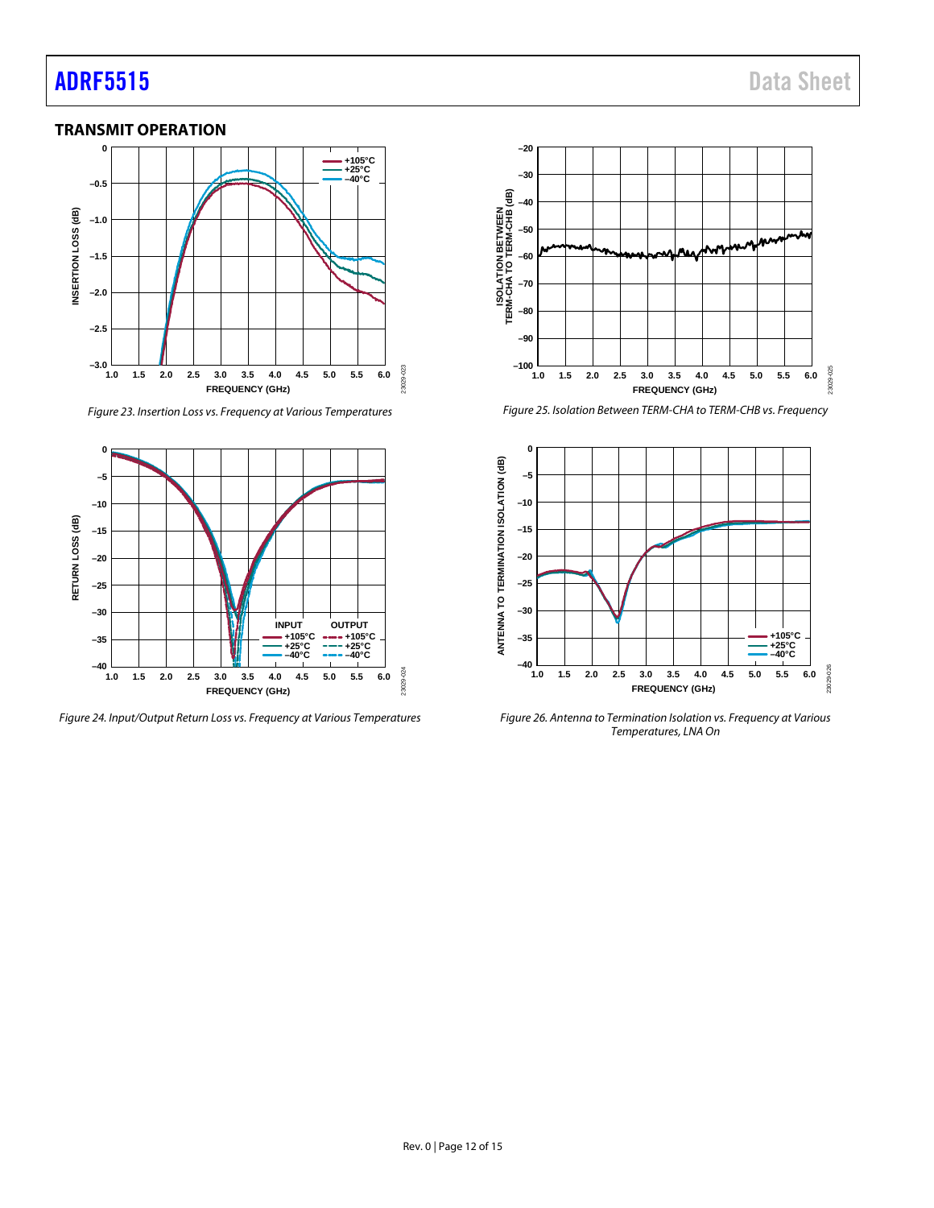## TRANSMIT OPERATION

Figure 23. Insertion Loss vs. Frequency at Various Temperatures

Figure 24. Input/Output Return Loss vs. Frequency at Various Temperatures

Figure 25. Isolation Between TERM-CHA to TERM-CHB vs. Frequency

Figure 26. Antenna to Termination Isolation vs. Frequency at Various Temperatures, LNA On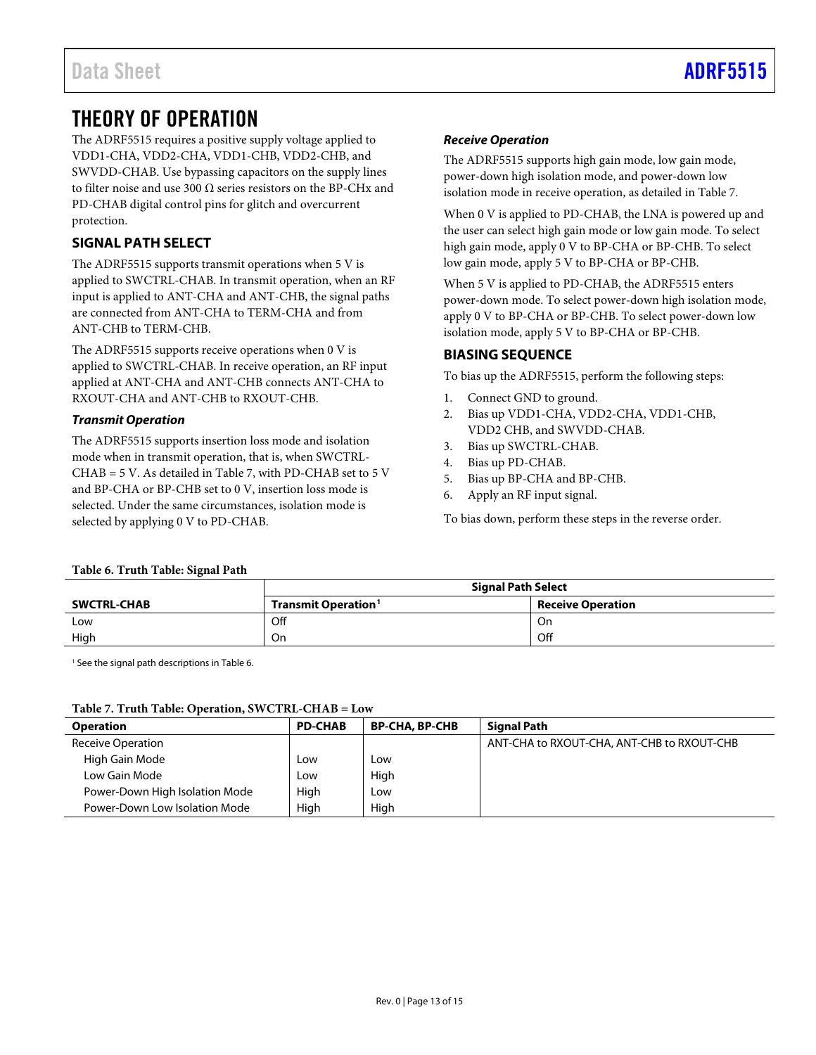# THEORY OF OPERATION

The ADRF5515 requires a positive supply voltage applied to VDD1-CHA, VDD2-CHA, VDD1-CHB, VDD2-CHB, and SWVDD-CHAB. Use bypassing capacitors on the supply lines to filter noise and use 300 Ω series resistors on the BP-CHx and PD-CHAB digital control pins for glitch and overcurrent protection.

## SIGNAL PATH SELECT

The ADRF5515 supports transmit operations when 5 V is applied to SWCTRL-CHAB. In transmit operation, when an RF input is applied to ANT-CHA and ANT-CHB, the signal paths are connected from ANT-CHA to TERM-CHA and from ANT-CHB to TERM-CHB.

The ADRF5515 supports receive operations when 0 V is applied to SWCTRL-CHAB. In receive operation, an RF input applied at ANT-CHA and ANT-CHB connects ANT-CHA to RXOUT-CHA and ANT-CHB to RXOUT-CHB.

### *Transmit Operation*

The ADRF5515 supports insertion loss mode and isolation mode when in transmit operation, that is, when SWCTRL-CHAB = 5 V. As detailed in Table 7, with PD-CHAB set to 5 V and BP-CHA or BP-CHB set to 0 V, insertion loss mode is selected. Under the same circumstances, isolation mode is selected by applying 0 V to PD-CHAB.

### *Receive Operation*

The ADRF5515 supports high gain mode, low gain mode, power-down high isolation mode, and power-down low isolation mode in receive operation, as detailed in Table 7.

When 0 V is applied to PD-CHAB, the LNA is powered up and the user can select high gain mode or low gain mode. To select high gain mode, apply 0 V to BP-CHA or BP-CHB. To select low gain mode, apply 5 V to BP-CHA or BP-CHB.

When 5 V is applied to PD-CHAB, the ADRF5515 enters power-down mode. To select power-down high isolation mode, apply 0 V to BP-CHA or BP-CHB. To select power-down low isolation mode, apply 5 V to BP-CHA or BP-CHB.

## BIASING SEQUENCE

To bias up the ADRF5515, perform the following steps:

1. Connect GND to ground.
2. Bias up VDD1-CHA, VDD2-CHA, VDD1-CHB, VDD2 CHB, and SWVDD-CHAB.
3. Bias up SWCTRL-CHAB.
4. Bias up PD-CHAB.
5. Bias up BP-CHA and BP-CHB.
6. Apply an RF input signal.

To bias down, perform these steps in the reverse order.

**Table 6. Truth Table: Signal Path**

| | Signal Path Select | |
|---|---|---|
| **SWCTRL-CHAB** | **Transmit Operation**[1] | **Receive Operation** |
| Low | Off | On |
| High | On | Off |

[1] See the signal path descriptions in Table 6.

**Table 7. Truth Table: Operation, SWCTRL-CHAB = Low**

| Operation | PD-CHAB | BP-CHA, BP-CHB | Signal Path |
|---|---|---|---|
| Receive Operation | | | ANT-CHA to RXOUT-CHA, ANT-CHB to RXOUT-CHB |
| High Gain Mode | Low | Low | |
| Low Gain Mode | Low | High | |
| Power-Down High Isolation Mode | High | Low | |
| Power-Down Low Isolation Mode | High | High | |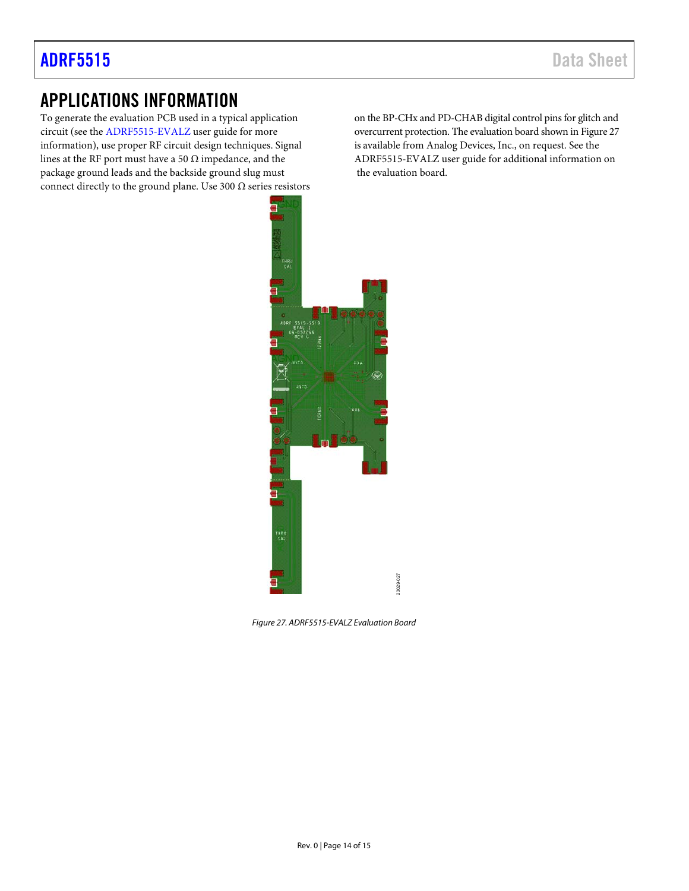# APPLICATIONS INFORMATION

To generate the evaluation PCB used in a typical application circuit (see the ADRF5515-EVALZ user guide for more information), use proper RF circuit design techniques. Signal lines at the RF port must have a 50 Ω impedance, and the package ground leads and the backside ground slug must connect directly to the ground plane. Use 300 Ω series resistors on the BP-CHx and PD-CHAB digital control pins for glitch and overcurrent protection. The evaluation board shown in Figure 27 is available from Analog Devices, Inc., on request. See the ADRF5515-EVALZ user guide for additional information on the evaluation board.

*Figure 27. ADRF5515-EVALZ Evaluation Board*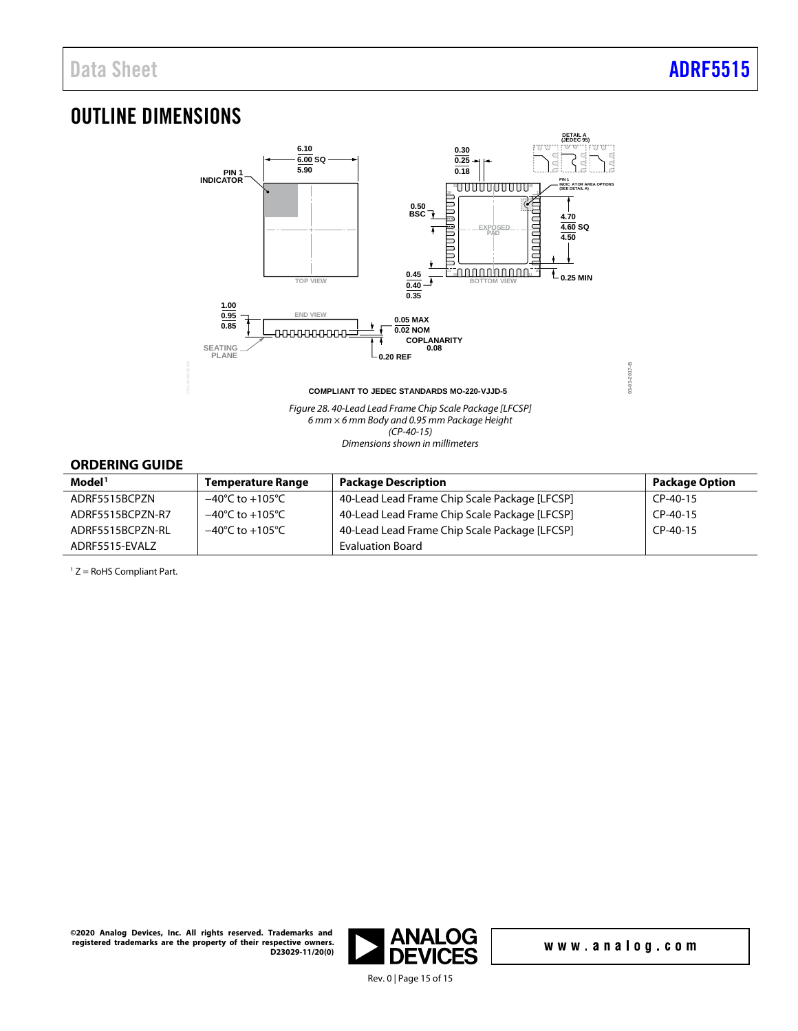# OUTLINE DIMENSIONS

DETAIL A
(JEDEC 95)

6.10
6.00 SQ
5.90

PIN 1
INDICATOR

TOP VIEW

0.30
0.25
0.18

PIN 1
INDIC ATOR AREA OPTIONS
(SEE DETAIL A)

0.50
BSC

EXPOSED
PAD

4.70
4.60 SQ
4.50

0.45
0.40
0.35

BOTTOM VIEW

0.25 MIN

1.00
0.95
0.85

END VIEW

0.05 MAX
0.02 NOM

COPLANARITY
0.08

SEATING
PLANE

0.20 REF

COMPLIANT TO JEDEC STANDARDS MO-220-VJJD-5

03-03-2017-B

*Figure 28. 40-Lead Lead Frame Chip Scale Package [LFCSP]*
*6 mm × 6 mm Body and 0.95 mm Package Height*
*(CP-40-15)*
*Dimensions shown in millimeters*

## ORDERING GUIDE

| Model[1] | Temperature Range | Package Description | Package Option |
|---|---|---|---|
| ADRF5515BCPZN | −40°C to +105°C | 40-Lead Lead Frame Chip Scale Package [LFCSP] | CP-40-15 |
| ADRF5515BCPZN-R7 | −40°C to +105°C | 40-Lead Lead Frame Chip Scale Package [LFCSP] | CP-40-15 |
| ADRF5515BCPZN-RL | −40°C to +105°C | 40-Lead Lead Frame Chip Scale Package [LFCSP] | CP-40-15 |
| ADRF5515-EVALZ | | Evaluation Board | |

[1] Z = RoHS Compliant Part.

©2020 Analog Devices, Inc. All rights reserved. Trademarks and registered trademarks are the property of their respective owners.
D23029-11/20(0)